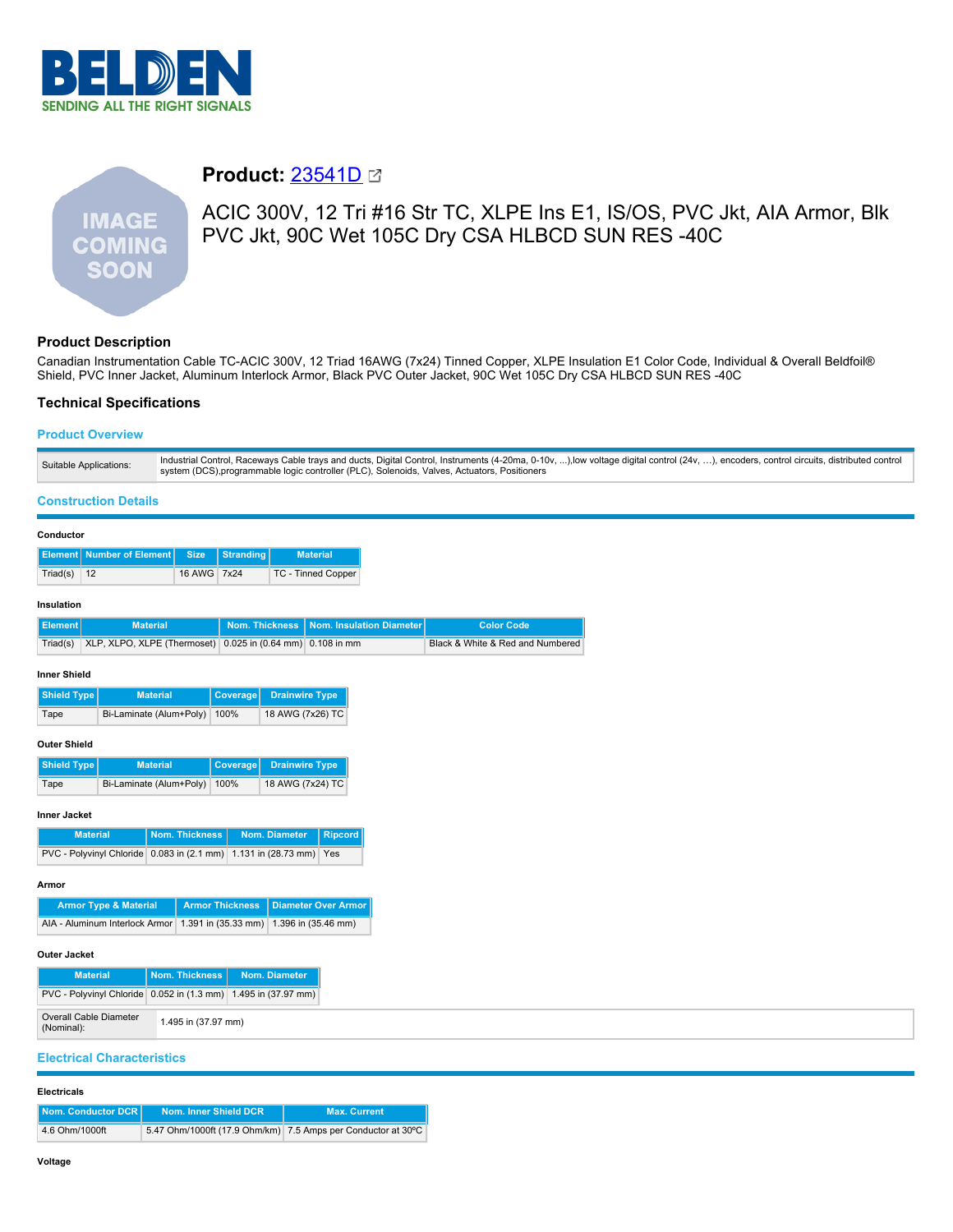BELDEN
SENDING ALL THE RIGHT SIGNALS

# Product: 23541D

ACIC 300V, 12 Tri #16 Str TC, XLPE Ins E1, IS/OS, PVC Jkt, AIA Armor, Blk PVC Jkt, 90C Wet 105C Dry CSA HLBCD SUN RES -40C

## Product Description

Canadian Instrumentation Cable TC-ACIC 300V, 12 Triad 16AWG (7x24) Tinned Copper, XLPE Insulation E1 Color Code, Individual & Overall Beldfoil® Shield, PVC Inner Jacket, Aluminum Interlock Armor, Black PVC Outer Jacket, 90C Wet 105C Dry CSA HLBCD SUN RES -40C

## Technical Specifications

### Product Overview

| | |
|---|---|
| Suitable Applications: | Industrial Control, Raceways Cable trays and ducts, Digital Control, Instruments (4-20ma, 0-10v, ...),low voltage digital control (24v, …), encoders, control circuits, distributed control system (DCS),programmable logic controller (PLC), Solenoids, Valves, Actuators, Positioners |

### Construction Details

#### Conductor

| Element | Number of Element | Size | Stranding | Material |
|---|---|---|---|---|
| Triad(s) | 12 | 16 AWG | 7x24 | TC - Tinned Copper |

#### Insulation

| Element | Material | Nom. Thickness | Nom. Insulation Diameter | Color Code |
|---|---|---|---|---|
| Triad(s) | XLP, XLPO, XLPE (Thermoset) | 0.025 in (0.64 mm) | 0.108 in mm | Black & White & Red and Numbered |

#### Inner Shield

| Shield Type | Material | Coverage | Drainwire Type |
|---|---|---|---|
| Tape | Bi-Laminate (Alum+Poly) | 100% | 18 AWG (7x26) TC |

#### Outer Shield

| Shield Type | Material | Coverage | Drainwire Type |
|---|---|---|---|
| Tape | Bi-Laminate (Alum+Poly) | 100% | 18 AWG (7x24) TC |

#### Inner Jacket

| Material | Nom. Thickness | Nom. Diameter | Ripcord |
|---|---|---|---|
| PVC - Polyvinyl Chloride | 0.083 in (2.1 mm) | 1.131 in (28.73 mm) | Yes |

#### Armor

| Armor Type & Material | Armor Thickness | Diameter Over Armor |
|---|---|---|
| AIA - Aluminum Interlock Armor | 1.391 in (35.33 mm) | 1.396 in (35.46 mm) |

#### Outer Jacket

| Material | Nom. Thickness | Nom. Diameter |
|---|---|---|
| PVC - Polyvinyl Chloride | 0.052 in (1.3 mm) | 1.495 in (37.97 mm) |

| | |
|---|---|
| Overall Cable Diameter (Nominal): | 1.495 in (37.97 mm) |

### Electrical Characteristics

#### Electricals

| Nom. Conductor DCR | Nom. Inner Shield DCR | Max. Current |
|---|---|---|
| 4.6 Ohm/1000ft | 5.47 Ohm/1000ft (17.9 Ohm/km) | 7.5 Amps per Conductor at 30ºC |

#### Voltage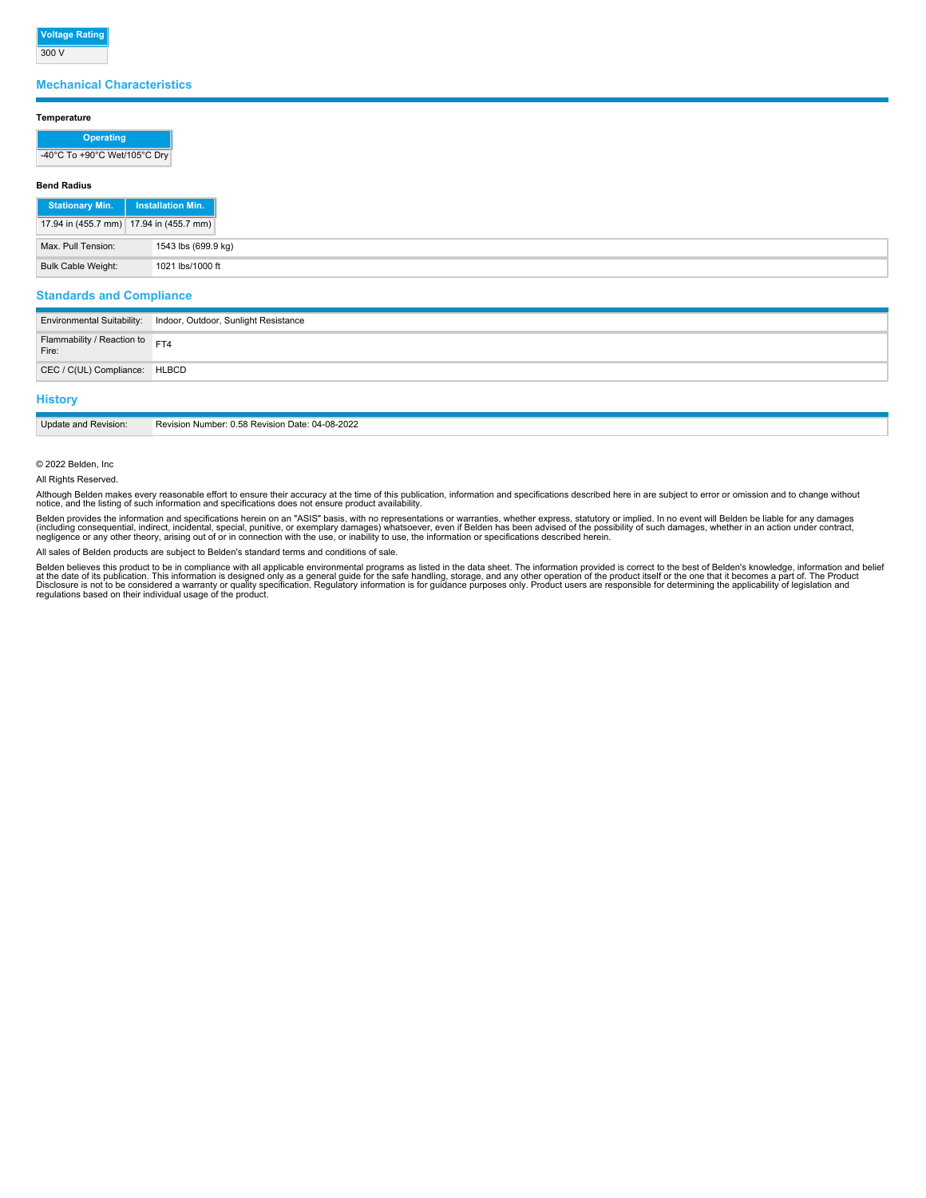| Voltage Rating |
|---|
| 300 V |

## Mechanical Characteristics

**Temperature**

| Operating |
|---|
| -40°C To +90°C Wet/105°C Dry |

**Bend Radius**

| Stationary Min. | Installation Min. |
|---|---|
| 17.94 in (455.7 mm) | 17.94 in (455.7 mm) |

| | |
|---|---|
| Max. Pull Tension: | 1543 lbs (699.9 kg) |
| Bulk Cable Weight: | 1021 lbs/1000 ft |

## Standards and Compliance

| | |
|---|---|
| Environmental Suitability: | Indoor, Outdoor, Sunlight Resistance |
| Flammability / Reaction to Fire: | FT4 |
| CEC / C(UL) Compliance: | HLBCD |

## History

| | |
|---|---|
| Update and Revision: | Revision Number: 0.58 Revision Date: 04-08-2022 |

© 2022 Belden, Inc

All Rights Reserved.

Although Belden makes every reasonable effort to ensure their accuracy at the time of this publication, information and specifications described here in are subject to error or omission and to change without notice, and the listing of such information and specifications does not ensure product availability.

Belden provides the information and specifications herein on an "ASIS" basis, with no representations or warranties, whether express, statutory or implied. In no event will Belden be liable for any damages (including consequential, indirect, incidental, special, punitive, or exemplary damages) whatsoever, even if Belden has been advised of the possibility of such damages, whether in an action under contract, negligence or any other theory, arising out of or in connection with the use, or inability to use, the information or specifications described herein.

All sales of Belden products are subject to Belden's standard terms and conditions of sale.

Belden believes this product to be in compliance with all applicable environmental programs as listed in the data sheet. The information provided is correct to the best of Belden's knowledge, information and belief at the date of its publication. This information is designed only as a general guide for the safe handling, storage, and any other operation of the product itself or the one that it becomes a part of. The Product Disclosure is not to be considered a warranty or quality specification. Regulatory information is for guidance purposes only. Product users are responsible for determining the applicability of legislation and regulations based on their individual usage of the product.